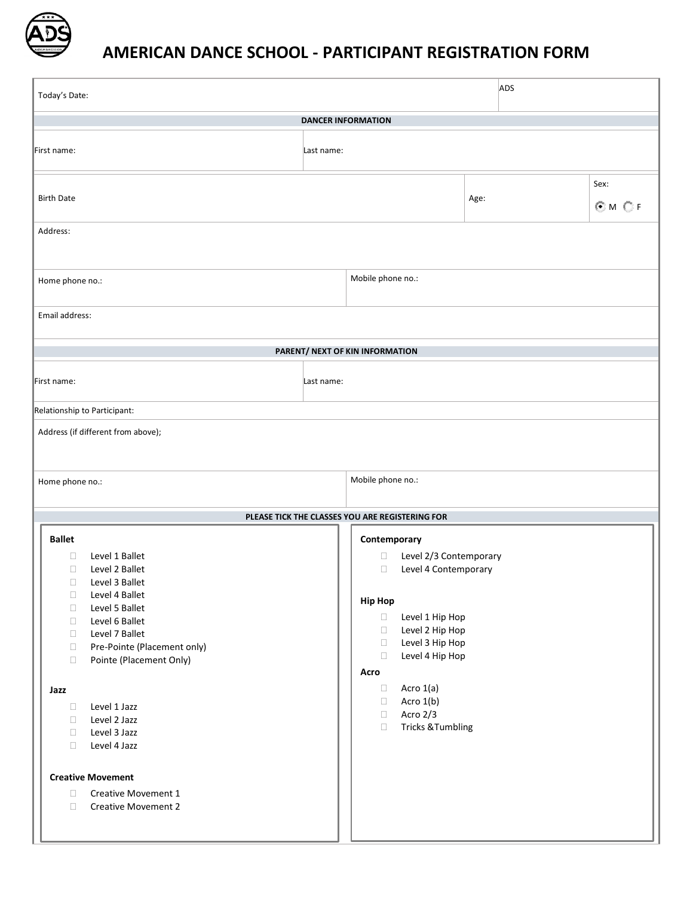# AMERICAN DANCE SCHOOL - PARTICIPANT REGISTRATION FORM

| Today's Date: | ADS |
|---|---|

**DANCER INFORMATION**

| First name: | Last name: |
|---|---|

| Birth Date | Age: | Sex: ◉ M ○ F |
|---|---|---|

Address:

| Home phone no.: | Mobile phone no.: |
|---|---|

Email address:

**PARENT/ NEXT OF KIN INFORMATION**

| First name: | Last name: |
|---|---|

Relationship to Participant:

Address (if different from above);

| Home phone no.: | Mobile phone no.: |
|---|---|

**PLEASE TICK THE CLASSES YOU ARE REGISTERING FOR**

**Ballet**

- ☐ Level 1 Ballet
- ☐ Level 2 Ballet
- ☐ Level 3 Ballet
- ☐ Level 4 Ballet
- ☐ Level 5 Ballet
- ☐ Level 6 Ballet
- ☐ Level 7 Ballet
- ☐ Pre-Pointe (Placement only)
- ☐ Pointe (Placement Only)

**Jazz**

- ☐ Level 1 Jazz
- ☐ Level 2 Jazz
- ☐ Level 3 Jazz
- ☐ Level 4 Jazz

**Creative Movement**

- ☐ Creative Movement 1
- ☐ Creative Movement 2

**Contemporary**

- ☐ Level 2/3 Contemporary
- ☐ Level 4 Contemporary

**Hip Hop**

- ☐ Level 1 Hip Hop
- ☐ Level 2 Hip Hop
- ☐ Level 3 Hip Hop
- ☐ Level 4 Hip Hop

**Acro**

- ☐ Acro 1(a)
- ☐ Acro 1(b)
- ☐ Acro 2/3
- ☐ Tricks &Tumbling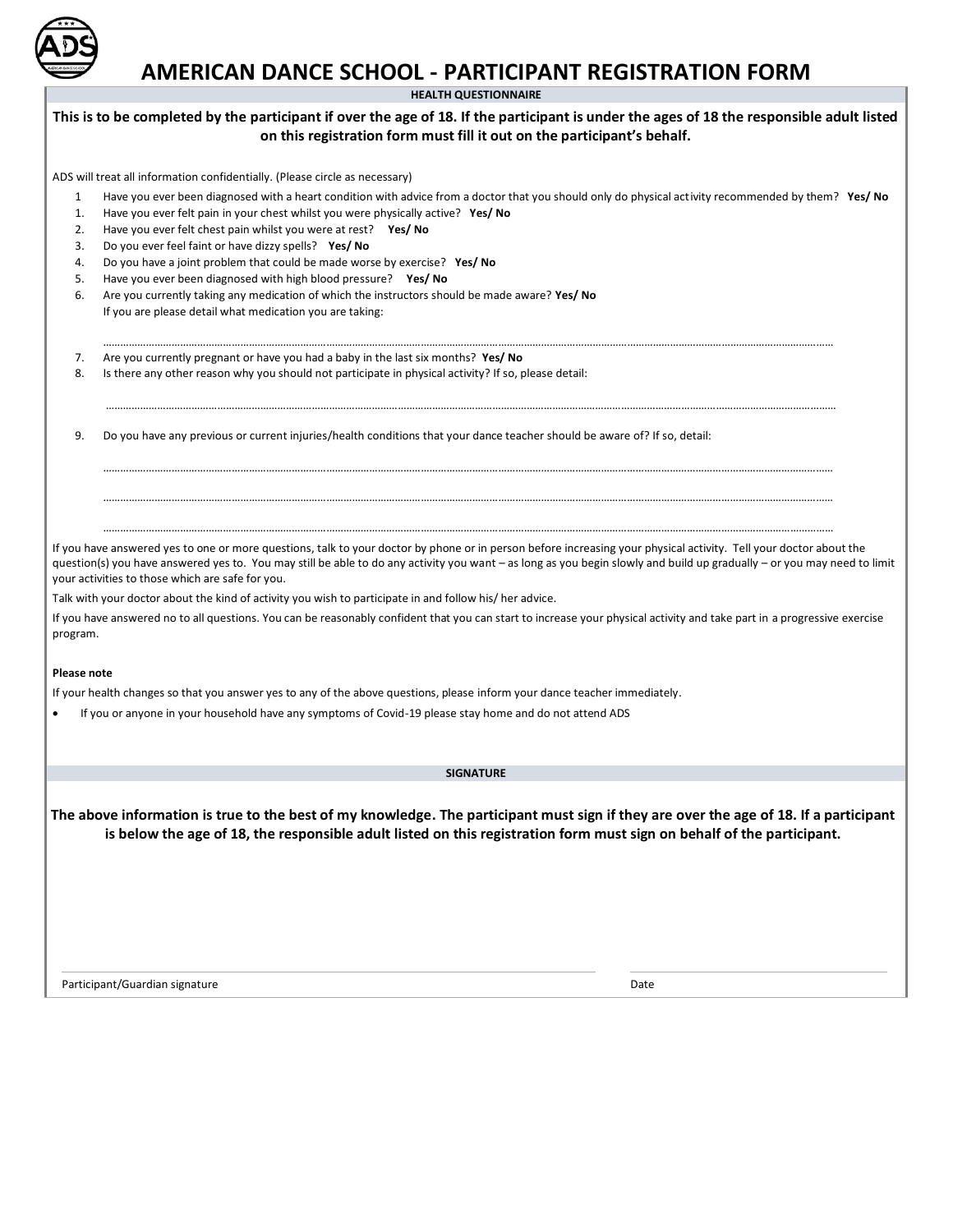# AMERICAN DANCE SCHOOL - PARTICIPANT REGISTRATION FORM

## HEALTH QUESTIONNAIRE

**This is to be completed by the participant if over the age of 18. If the participant is under the ages of 18 the responsible adult listed on this registration form must fill it out on the participant's behalf.**

ADS will treat all information confidentially. (Please circle as necessary)

1 Have you ever been diagnosed with a heart condition with advice from a doctor that you should only do physical activity recommended by them? **Yes/ No**

1. Have you ever felt pain in your chest whilst you were physically active? **Yes/ No**
2. Have you ever felt chest pain whilst you were at rest? **Yes/ No**
3. Do you ever feel faint or have dizzy spells? **Yes/ No**
4. Do you have a joint problem that could be made worse by exercise? **Yes/ No**
5. Have you ever been diagnosed with high blood pressure? **Yes/ No**
6. Are you currently taking any medication of which the instructors should be made aware? **Yes/ No**
   If you are please detail what medication you are taking:

   ……………………………………………………………………………………………………………………………………………………………

7. Are you currently pregnant or have you had a baby in the last six months? **Yes/ No**
8. Is there any other reason why you should not participate in physical activity? If so, please detail:

   ……………………………………………………………………………………………………………………………………………………………

9. Do you have any previous or current injuries/health conditions that your dance teacher should be aware of? If so, detail:

   ……………………………………………………………………………………………………………………………………………………………

   ……………………………………………………………………………………………………………………………………………………………

   ……………………………………………………………………………………………………………………………………………………………

If you have answered yes to one or more questions, talk to your doctor by phone or in person before increasing your physical activity. Tell your doctor about the question(s) you have answered yes to. You may still be able to do any activity you want – as long as you begin slowly and build up gradually – or you may need to limit your activities to those which are safe for you.

Talk with your doctor about the kind of activity you wish to participate in and follow his/ her advice.

If you have answered no to all questions. You can be reasonably confident that you can start to increase your physical activity and take part in a progressive exercise program.

**Please note**

If your health changes so that you answer yes to any of the above questions, please inform your dance teacher immediately.

- If you or anyone in your household have any symptoms of Covid-19 please stay home and do not attend ADS

## SIGNATURE

**The above information is true to the best of my knowledge. The participant must sign if they are over the age of 18. If a participant is below the age of 18, the responsible adult listed on this registration form must sign on behalf of the participant.**

Participant/Guardian signature

Date